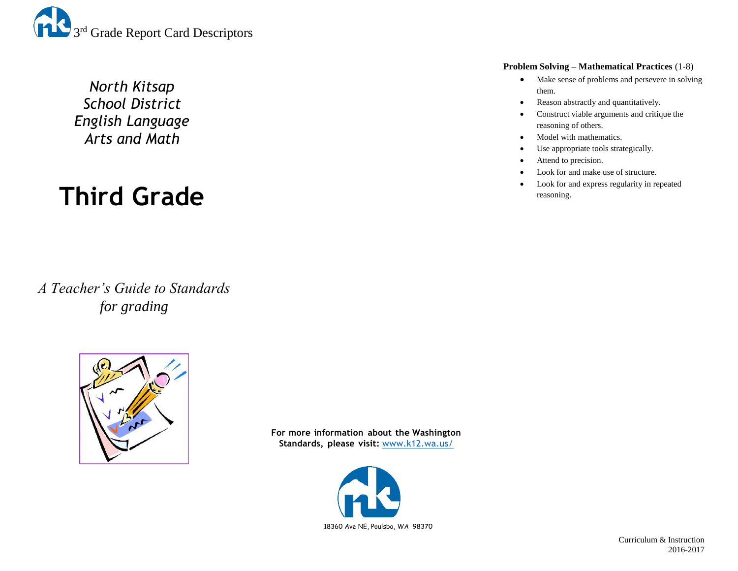3rd Grade Report Card Descriptors

*North Kitsap School District English Language Arts and Math*

# Third Grade

*A Teacher's Guide to Standards for grading*

**For more information about the Washington Standards, please visit:** www.k12.wa.us/

18360 Ave NE, Poulsbo, WA 98370

Curriculum & Instruction
2016-2017

**Problem Solving – Mathematical Practices** (1-8)

- Make sense of problems and persevere in solving them.
- Reason abstractly and quantitatively.
- Construct viable arguments and critique the reasoning of others.
- Model with mathematics.
- Use appropriate tools strategically.
- Attend to precision.
- Look for and make use of structure.
- Look for and express regularity in repeated reasoning.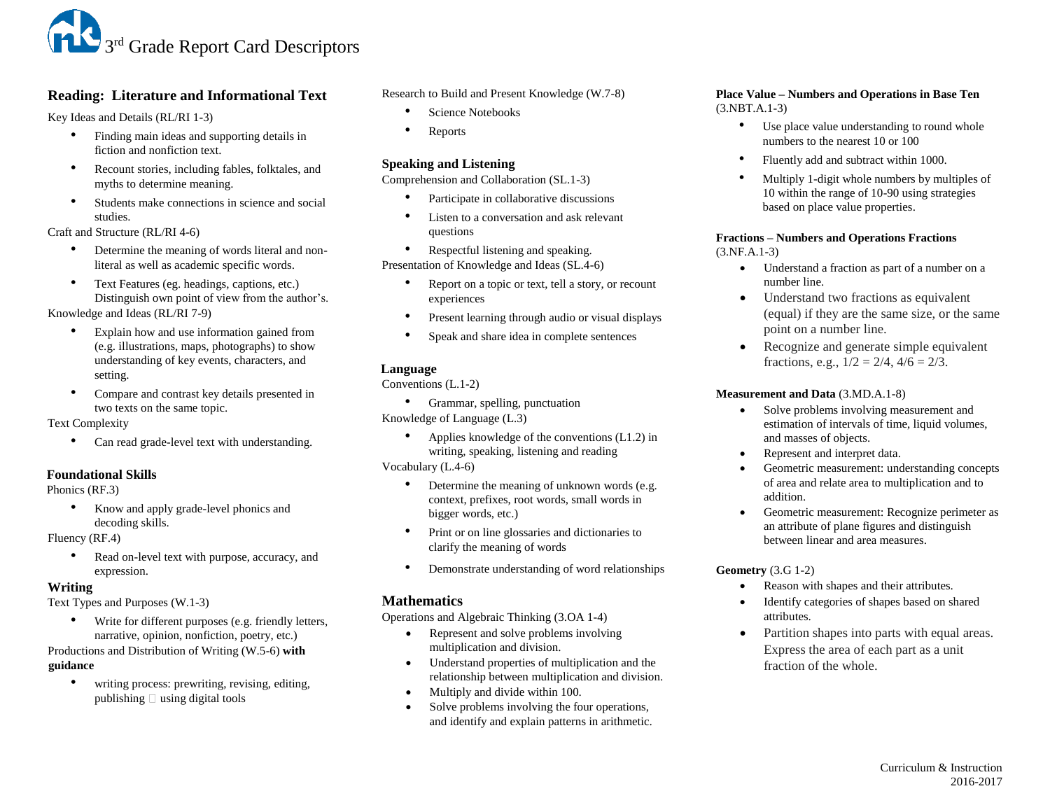# 3rd Grade Report Card Descriptors

## Reading: Literature and Informational Text

Key Ideas and Details (RL/RI 1-3)

- Finding main ideas and supporting details in fiction and nonfiction text.
- Recount stories, including fables, folktales, and myths to determine meaning.
- Students make connections in science and social studies.

Craft and Structure (RL/RI 4-6)

- Determine the meaning of words literal and non-literal as well as academic specific words.
- Text Features (eg. headings, captions, etc.) Distinguish own point of view from the author's.

Knowledge and Ideas (RL/RI 7-9)

- Explain how and use information gained from (e.g. illustrations, maps, photographs) to show understanding of key events, characters, and setting.
- Compare and contrast key details presented in two texts on the same topic.

Text Complexity

- Can read grade-level text with understanding.

## Foundational Skills

Phonics (RF.3)

- Know and apply grade-level phonics and decoding skills.

Fluency (RF.4)

- Read on-level text with purpose, accuracy, and expression.

## Writing

Text Types and Purposes (W.1-3)

- Write for different purposes (e.g. friendly letters, narrative, opinion, nonfiction, poetry, etc.)

Productions and Distribution of Writing (W.5-6) **with guidance**

- writing process: prewriting, revising, editing, publishing  using digital tools

Research to Build and Present Knowledge (W.7-8)

- Science Notebooks
- Reports

## Speaking and Listening

Comprehension and Collaboration (SL.1-3)

- Participate in collaborative discussions
- Listen to a conversation and ask relevant questions
- Respectful listening and speaking.

Presentation of Knowledge and Ideas (SL.4-6)

- Report on a topic or text, tell a story, or recount experiences
- Present learning through audio or visual displays
- Speak and share idea in complete sentences

## Language

Conventions (L.1-2)

- Grammar, spelling, punctuation

Knowledge of Language (L.3)

- Applies knowledge of the conventions (L1.2) in writing, speaking, listening and reading

Vocabulary (L.4-6)

- Determine the meaning of unknown words (e.g. context, prefixes, root words, small words in bigger words, etc.)
- Print or on line glossaries and dictionaries to clarify the meaning of words
- Demonstrate understanding of word relationships

## Mathematics

Operations and Algebraic Thinking (3.OA 1-4)

- Represent and solve problems involving multiplication and division.
- Understand properties of multiplication and the relationship between multiplication and division.
- Multiply and divide within 100.
- Solve problems involving the four operations, and identify and explain patterns in arithmetic.

**Place Value – Numbers and Operations in Base Ten** (3.NBT.A.1-3)

- Use place value understanding to round whole numbers to the nearest 10 or 100
- Fluently add and subtract within 1000.
- Multiply 1-digit whole numbers by multiples of 10 within the range of 10-90 using strategies based on place value properties.

**Fractions – Numbers and Operations Fractions** (3.NF.A.1-3)

- Understand a fraction as part of a number on a number line.
- Understand two fractions as equivalent (equal) if they are the same size, or the same point on a number line.
- Recognize and generate simple equivalent fractions, e.g., $1/2 = 2/4$, $4/6 = 2/3$.

**Measurement and Data** (3.MD.A.1-8)

- Solve problems involving measurement and estimation of intervals of time, liquid volumes, and masses of objects.
- Represent and interpret data.
- Geometric measurement: understanding concepts of area and relate area to multiplication and to addition.
- Geometric measurement: Recognize perimeter as an attribute of plane figures and distinguish between linear and area measures.

**Geometry** (3.G 1-2)

- Reason with shapes and their attributes.
- Identify categories of shapes based on shared attributes.
- Partition shapes into parts with equal areas. Express the area of each part as a unit fraction of the whole.

Curriculum & Instruction
2016-2017